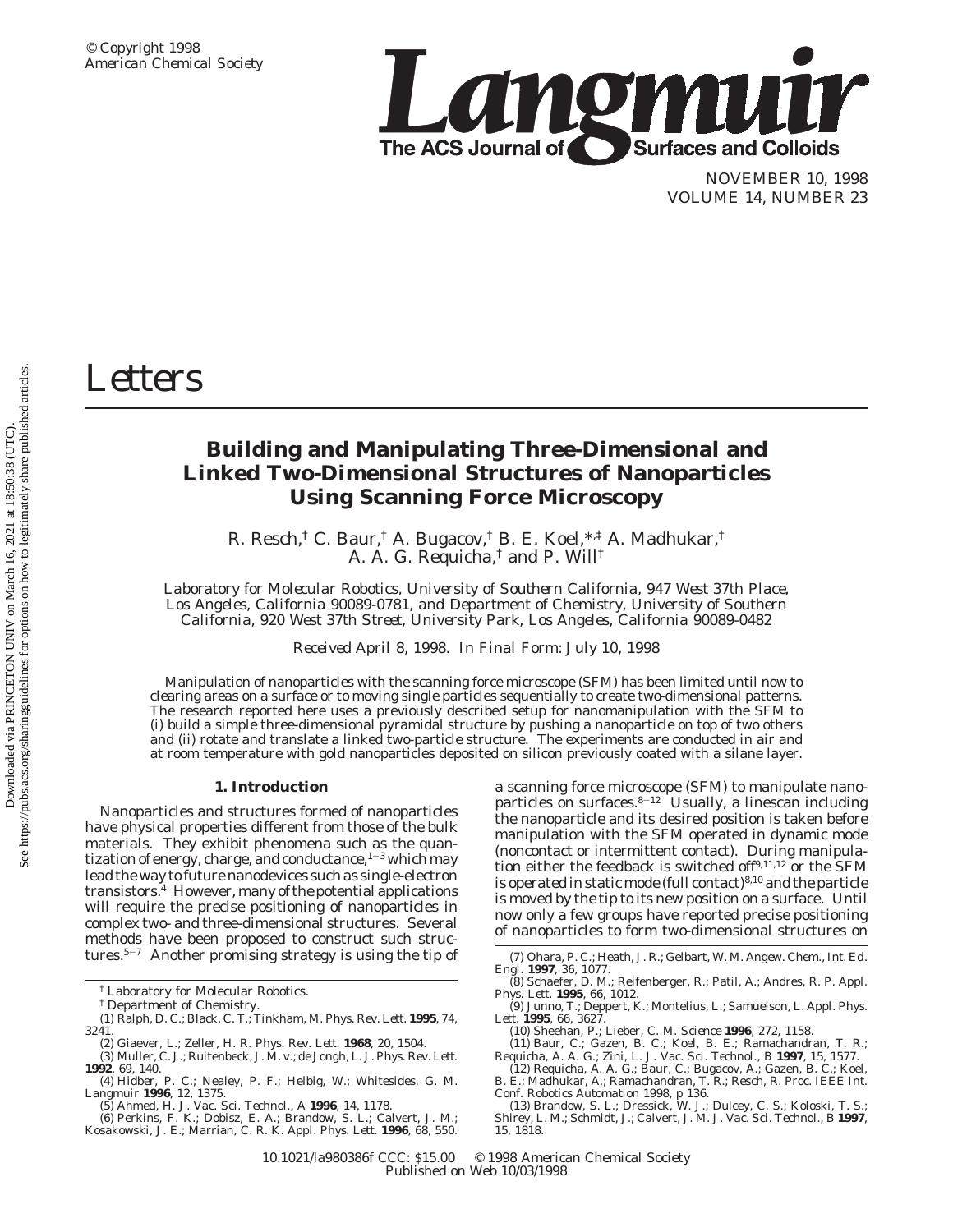# Letters

## Building and Manipulating Three-Dimensional and Linked Two-Dimensional Structures of Nanoparticles Using Scanning Force Microscopy

R. Resch,[†] C. Baur,[†] A. Bugacov,[†] B. E. Koel,*[,‡] A. Madhukar,[†] A. A. G. Requicha,[†] and P. Will[†]

*Laboratory for Molecular Robotics, University of Southern California, 947 West 37th Place, Los Angeles, California 90089-0781, and Department of Chemistry, University of Southern California, 920 West 37th Street, University Park, Los Angeles, California 90089-0482*

*Received April 8, 1998. In Final Form: July 10, 1998*

Manipulation of nanoparticles with the scanning force microscope (SFM) has been limited until now to clearing areas on a surface or to moving single particles sequentially to create two-dimensional patterns. The research reported here uses a previously described setup for nanomanipulation with the SFM to (i) build a simple three-dimensional pyramidal structure by pushing a nanoparticle on top of two others and (ii) rotate and translate a linked two-particle structure. The experiments are conducted in air and at room temperature with gold nanoparticles deposited on silicon previously coated with a silane layer.

### 1. Introduction

Nanoparticles and structures formed of nanoparticles have physical properties different from those of the bulk materials. They exhibit phenomena such as the quantization of energy, charge, and conductance,[1−3] which may lead the way to future nanodevices such as single-electron transistors.[4] However, many of the potential applications will require the precise positioning of nanoparticles in complex two- and three-dimensional structures. Several methods have been proposed to construct such structures.[5−7] Another promising strategy is using the tip of a scanning force microscope (SFM) to manipulate nanoparticles on surfaces.[8−12] Usually, a linescan including the nanoparticle and its desired position is taken before manipulation with the SFM operated in dynamic mode (noncontact or intermittent contact). During manipulation either the feedback is switched off[9,11,12] or the SFM is operated in static mode (full contact)[8,10] and the particle is moved by the tip to its new position on a surface. Until now only a few groups have reported precise positioning of nanoparticles to form two-dimensional structures on

[†] Laboratory for Molecular Robotics.

[‡] Department of Chemistry.

(1) Ralph, D. C.; Black, C. T.; Tinkham, M. *Phys. Rev. Lett.* **1995**, *74*, 3241.

(2) Giaever, L.; Zeller, H. R. *Phys. Rev. Lett.* **1968**, *20*, 1504.

(3) Muller, C. J.; Ruitenbeck, J. M. v.; de Jongh, L. J. *Phys. Rev. Lett.* **1992**, *69*, 140.

(4) Hidber, P. C.; Nealey, P. F.; Helbig, W.; Whitesides, G. M. *Langmuir* **1996**, *12*, 1375.

(5) Ahmed, H. *J. Vac. Sci. Technol., A* **1996**, *14*, 1178.

(6) Perkins, F. K.; Dobisz, E. A.; Brandow, S. L.; Calvert, J. M.; Kosakowski, J. E.; Marrian, C. R. K. *Appl. Phys. Lett.* **1996**, *68*, 550.

(7) Ohara, P. C.; Heath, J. R.; Gelbart, W. M. *Angew. Chem., Int. Ed. Engl.* **1997**, *36*, 1077.

(8) Schaefer, D. M.; Reifenberger, R.; Patil, A.; Andres, R. P. *Appl. Phys. Lett.* **1995**, *66*, 1012.

(9) Junno, T.; Deppert, K.; Montelius, L.; Samuelson, L. *Appl. Phys. Lett.* **1995**, *66*, 3627.

(10) Sheehan, P.; Lieber, C. M. *Science* **1996**, *272*, 1158.

(11) Baur, C.; Gazen, B. C.; Koel, B. E.; Ramachandran, T. R.; Requicha, A. A. G.; Zini, L. *J. Vac. Sci. Technol., B* **1997**, *15*, 1577.

(12) Requicha, A. A. G.; Baur, C.; Bugacov, A.; Gazen, B. C.; Koel, B. E.; Madhukar, A.; Ramachandran, T. R.; Resch, R. *Proc. IEEE Int. Conf. Robotics Automation* 1998, p 136.

(13) Brandow, S. L.; Dressick, W. J.; Dulcey, C. S.; Koloski, T. S.; Shirey, L. M.; Schmidt, J.; Calvert, J. M. *J. Vac. Sci. Technol., B* **1997**, *15*, 1818.

10.1021/la980386f CCC: $15.00 © 1998 American Chemical Society
Published on Web 10/03/1998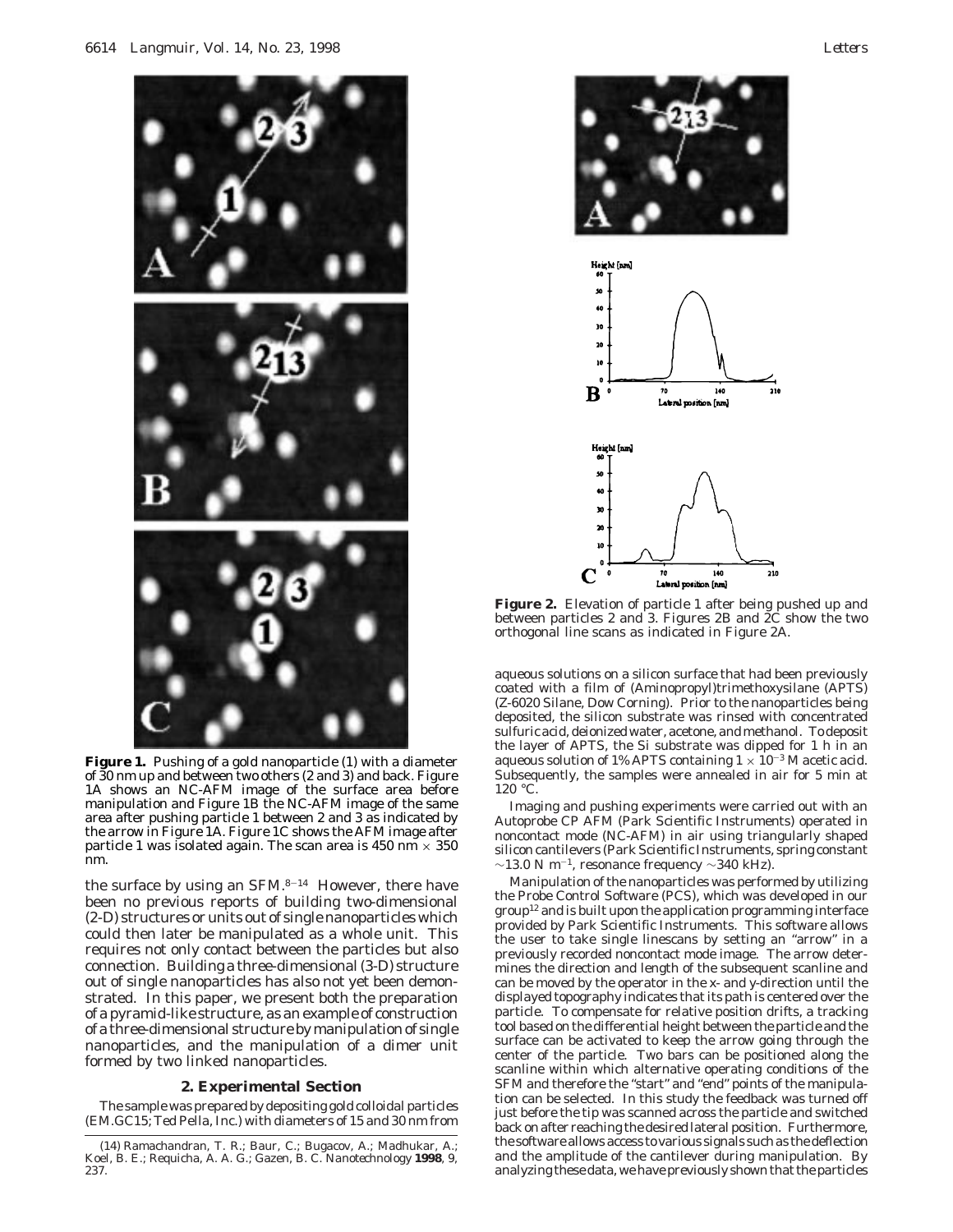**Figure 1.** Pushing of a gold nanoparticle (1) with a diameter of 30 nm up and between two others (2 and 3) and back. Figure 1A shows an NC-AFM image of the surface area before manipulation and Figure 1B the NC-AFM image of the same area after pushing particle 1 between 2 and 3 as indicated by the arrow in Figure 1A. Figure 1C shows the AFM image after particle 1 was isolated again. The scan area is 450 nm × 350 nm.

the surface by using an SFM.[8–14] However, there have been no previous reports of building two-dimensional (2-D) structures or units out of single nanoparticles which could then later be manipulated as a whole unit. This requires not only contact between the particles but also connection. Building a three-dimensional (3-D) structure out of single nanoparticles has also not yet been demonstrated. In this paper, we present both the preparation of a pyramid-like structure, as an example of construction of a three-dimensional structure by manipulation of single nanoparticles, and the manipulation of a dimer unit formed by two linked nanoparticles.

## 2. Experimental Section

The sample was prepared by depositing gold colloidal particles (EM.GC15; Ted Pella, Inc.) with diameters of 15 and 30 nm from aqueous solutions on a silicon surface that had been previously coated with a film of (Aminopropyl)trimethoxysilane (APTS) (Z-6020 Silane, Dow Corning). Prior to the nanoparticles being deposited, the silicon substrate was rinsed with concentrated sulfuric acid, deionized water, acetone, and methanol. To deposit the layer of APTS, the Si substrate was dipped for 1 h in an aqueous solution of 1% APTS containing $1 \times 10^{-3}$ M acetic acid. Subsequently, the samples were annealed in air for 5 min at 120 °C.

Imaging and pushing experiments were carried out with an Autoprobe CP AFM (Park Scientific Instruments) operated in noncontact mode (NC-AFM) in air using triangularly shaped silicon cantilevers (Park Scientific Instruments, spring constant ~13.0 N $m^{-1}$, resonance frequency ~340 kHz).

Manipulation of the nanoparticles was performed by utilizing the Probe Control Software (PCS), which was developed in our group[12] and is built upon the application programming interface provided by Park Scientific Instruments. This software allows the user to take single linescans by setting an "arrow" in a previously recorded noncontact mode image. The arrow determines the direction and length of the subsequent scanline and can be moved by the operator in the x- and y-direction until the displayed topography indicates that its path is centered over the particle. To compensate for relative position drifts, a tracking tool based on the differential height between the particle and the surface can be activated to keep the arrow going through the center of the particle. Two bars can be positioned along the scanline within which alternative operating conditions of the SFM and therefore the "start" and "end" points of the manipulation can be selected. In this study the feedback was turned off just before the tip was scanned across the particle and switched back on after reaching the desired lateral position. Furthermore, the software allows access to various signals such as the deflection and the amplitude of the cantilever during manipulation. By analyzing these data, we have previously shown that the particles

**Figure 2.** Elevation of particle 1 after being pushed up and between particles 2 and 3. Figures 2B and 2C show the two orthogonal line scans as indicated in Figure 2A.

(14) Ramachandran, T. R.; Baur, C.; Bugacov, A.; Madhukar, A.; Koel, B. E.; Requicha, A. A. G.; Gazen, B. C. *Nanotechnology* **1998**, *9*, 237.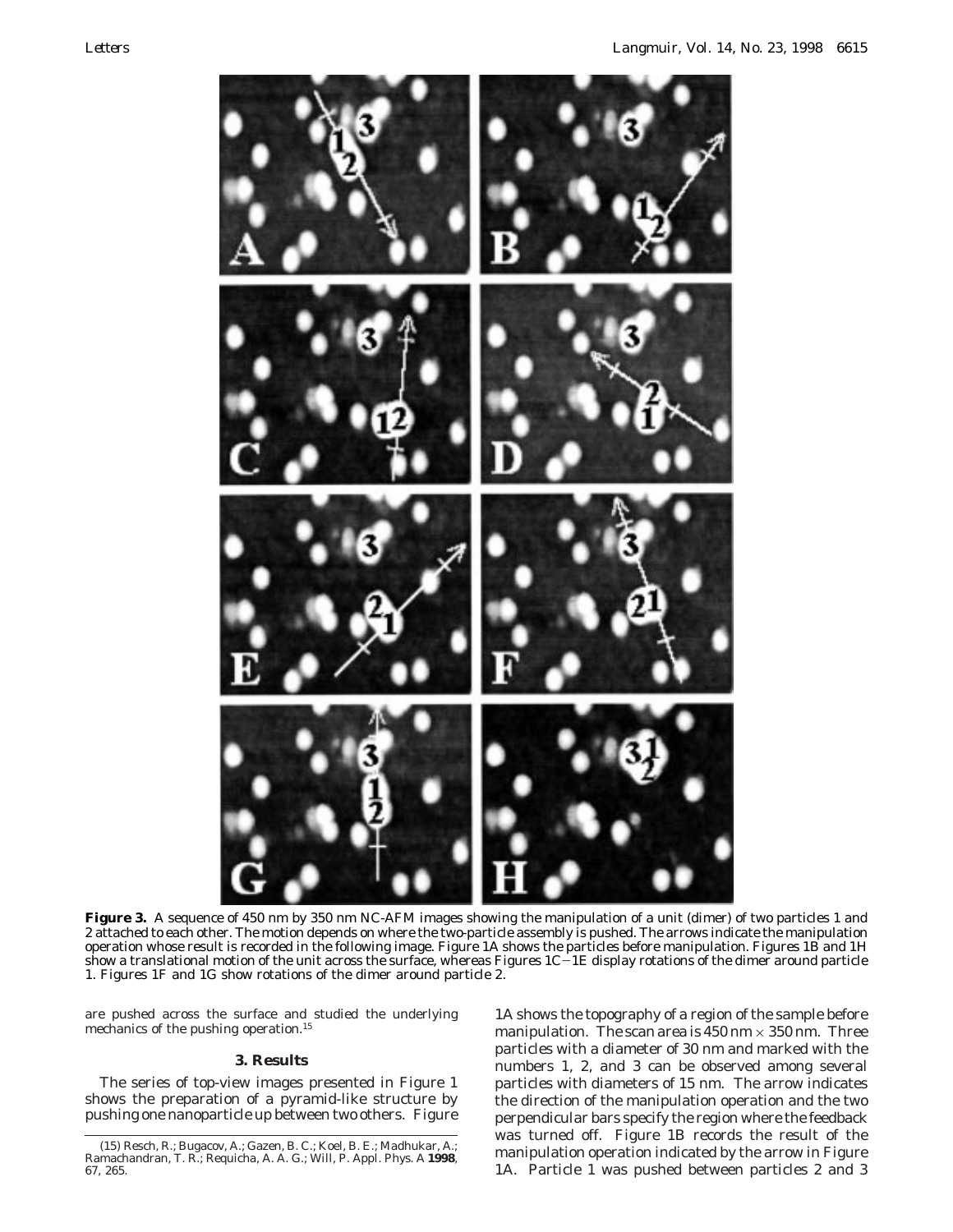**Figure 3.** A sequence of 450 nm by 350 nm NC-AFM images showing the manipulation of a unit (dimer) of two particles 1 and 2 attached to each other. The motion depends on where the two-particle assembly is pushed. The arrows indicate the manipulation operation whose result is recorded in the following image. Figure 1A shows the particles before manipulation. Figures 1B and 1H show a translational motion of the unit across the surface, whereas Figures 1C–1E display rotations of the dimer around particle 1. Figures 1F and 1G show rotations of the dimer around particle 2.

are pushed across the surface and studied the underlying mechanics of the pushing operation.[15]

## 3. Results

The series of top-view images presented in Figure 1 shows the preparation of a pyramid-like structure by pushing one nanoparticle up between two others. Figure 1A shows the topography of a region of the sample before manipulation. The scan area is 450 nm × 350 nm. Three particles with a diameter of 30 nm and marked with the numbers 1, 2, and 3 can be observed among several particles with diameters of 15 nm. The arrow indicates the direction of the manipulation operation and the two perpendicular bars specify the region where the feedback was turned off. Figure 1B records the result of the manipulation operation indicated by the arrow in Figure 1A. Particle 1 was pushed between particles 2 and 3

(15) Resch, R.; Bugacov, A.; Gazen, B. C.; Koel, B. E.; Madhukar, A.; Ramachandran, T. R.; Requicha, A. A. G.; Will, P. *Appl. Phys. A* **1998**, *67*, 265.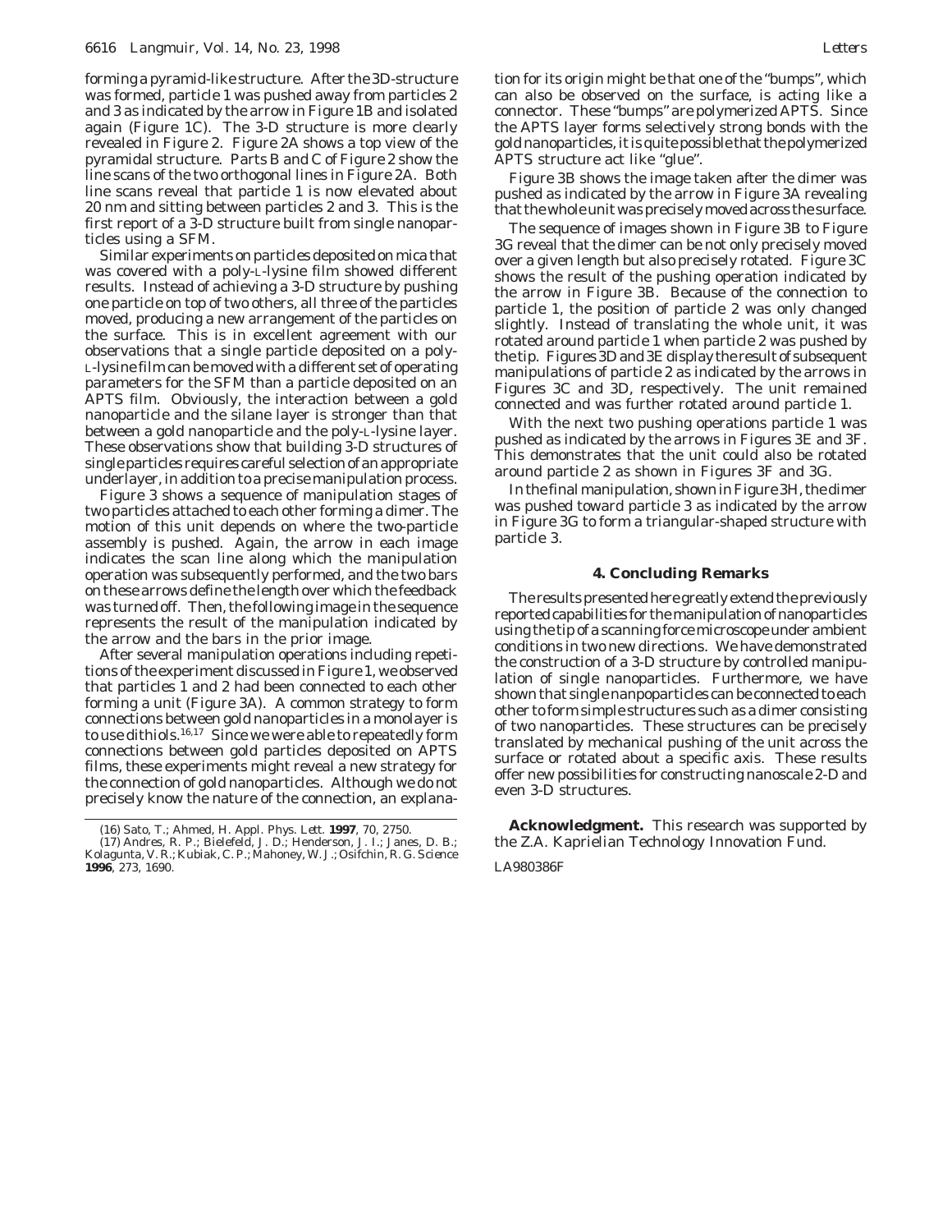forming a pyramid-like structure. After the 3D-structure was formed, particle 1 was pushed away from particles 2 and 3 as indicated by the arrow in Figure 1B and isolated again (Figure 1C). The 3-D structure is more clearly revealed in Figure 2. Figure 2A shows a top view of the pyramidal structure. Parts B and C of Figure 2 show the line scans of the two orthogonal lines in Figure 2A. Both line scans reveal that particle 1 is now elevated about 20 nm and sitting between particles 2 and 3. This is the first report of a 3-D structure built from single nanoparticles using a SFM.

Similar experiments on particles deposited on mica that was covered with a poly-L-lysine film showed different results. Instead of achieving a 3-D structure by pushing one particle on top of two others, all three of the particles moved, producing a new arrangement of the particles on the surface. This is in excellent agreement with our observations that a single particle deposited on a poly-L-lysine film can be moved with a different set of operating parameters for the SFM than a particle deposited on an APTS film. Obviously, the interaction between a gold nanoparticle and the silane layer is stronger than that between a gold nanoparticle and the poly-L-lysine layer. These observations show that building 3-D structures of single particles requires careful selection of an appropriate underlayer, in addition to a precise manipulation process.

Figure 3 shows a sequence of manipulation stages of two particles attached to each other forming a dimer. The motion of this unit depends on where the two-particle assembly is pushed. Again, the arrow in each image indicates the scan line along which the manipulation operation was subsequently performed, and the two bars on these arrows define the length over which the feedback was turned off. Then, the following image in the sequence represents the result of the manipulation indicated by the arrow and the bars in the prior image.

After several manipulation operations including repetitions of the experiment discussed in Figure 1, we observed that particles 1 and 2 had been connected to each other forming a unit (Figure 3A). A common strategy to form connections between gold nanoparticles in a monolayer is to use dithiols.[16,17] Since we were able to repeatedly form connections between gold particles deposited on APTS films, these experiments might reveal a new strategy for the connection of gold nanoparticles. Although we do not precisely know the nature of the connection, an explanation for its origin might be that one of the "bumps", which can also be observed on the surface, is acting like a connector. These "bumps" are polymerized APTS. Since the APTS layer forms selectively strong bonds with the gold nanoparticles, it is quite possible that the polymerized APTS structure act like "glue".

Figure 3B shows the image taken after the dimer was pushed as indicated by the arrow in Figure 3A revealing that the whole unit was precisely moved across the surface.

The sequence of images shown in Figure 3B to Figure 3G reveal that the dimer can be not only precisely moved over a given length but also precisely rotated. Figure 3C shows the result of the pushing operation indicated by the arrow in Figure 3B. Because of the connection to particle 1, the position of particle 2 was only changed slightly. Instead of translating the whole unit, it was rotated around particle 1 when particle 2 was pushed by the tip. Figures 3D and 3E display the result of subsequent manipulations of particle 2 as indicated by the arrows in Figures 3C and 3D, respectively. The unit remained connected and was further rotated around particle 1.

With the next two pushing operations particle 1 was pushed as indicated by the arrows in Figures 3E and 3F. This demonstrates that the unit could also be rotated around particle 2 as shown in Figures 3F and 3G.

In the final manipulation, shown in Figure 3H, the dimer was pushed toward particle 3 as indicated by the arrow in Figure 3G to form a triangular-shaped structure with particle 3.

## 4. Concluding Remarks

The results presented here greatly extend the previously reported capabilities for the manipulation of nanoparticles using the tip of a scanning force microscope under ambient conditions in two new directions. We have demonstrated the construction of a 3-D structure by controlled manipulation of single nanoparticles. Furthermore, we have shown that single nanpoparticles can be connected to each other to form simple structures such as a dimer consisting of two nanoparticles. These structures can be precisely translated by mechanical pushing of the unit across the surface or rotated about a specific axis. These results offer new possibilities for constructing nanoscale 2-D and even 3-D structures.

**Acknowledgment.** This research was supported by the Z.A. Kaprielian Technology Innovation Fund.

LA980386F

(16) Sato, T.; Ahmed, H. *Appl. Phys. Lett.* **1997**, 70, 2750.

(17) Andres, R. P.; Bielefeld, J. D.; Henderson, J. I.; Janes, D. B.; Kolagunta, V. R.; Kubiak, C. P.; Mahoney, W. J.; Osifchin, R. G. *Science* **1996**, 273, 1690.